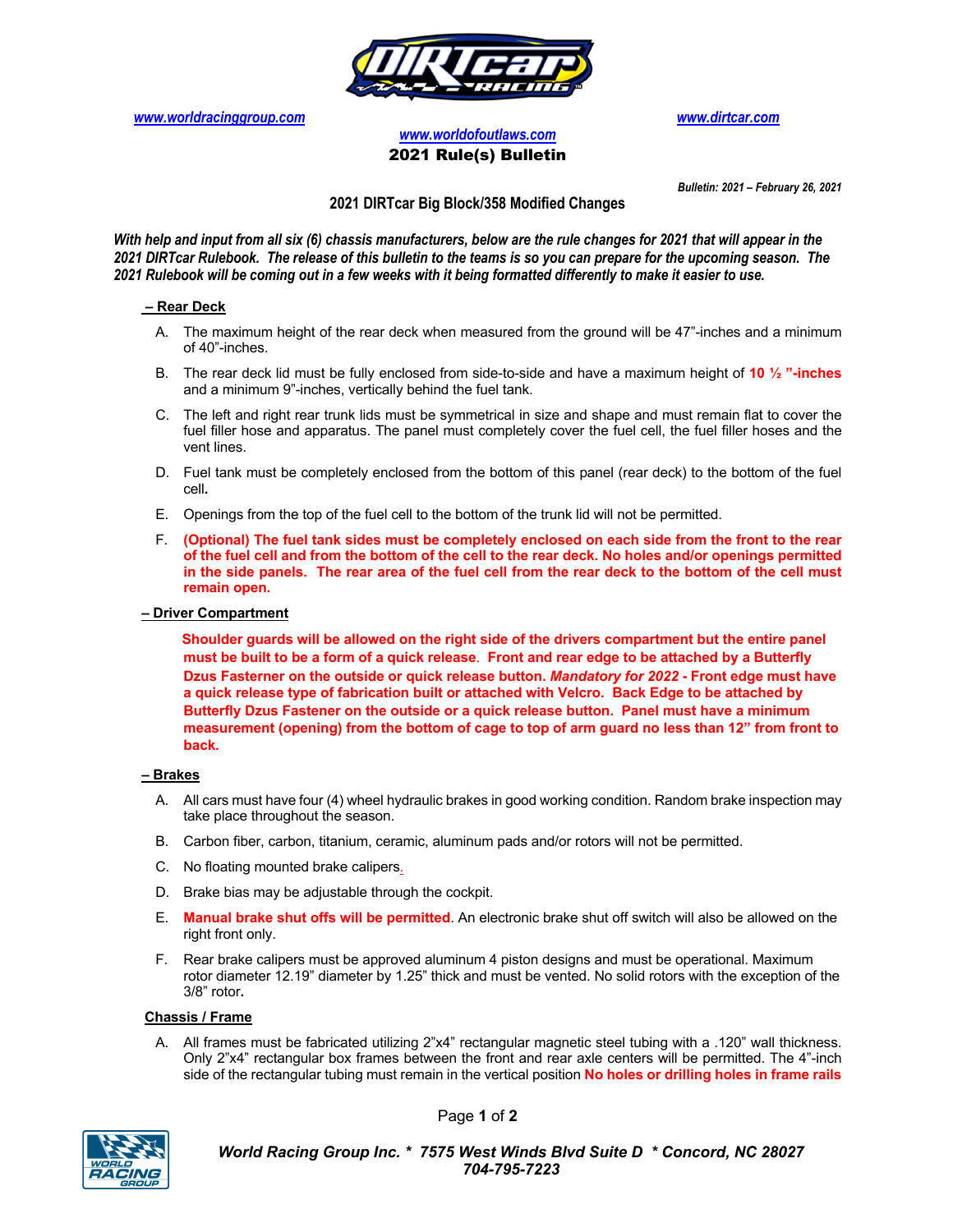www.worldracinggroup.com www.dirtcar.com

www.worldofoutlaws.com

## 2021 Rule(s) Bulletin

***Bulletin: 2021 – February 26, 2021***

### 2021 DIRTcar Big Block/358 Modified Changes

***With help and input from all six (6) chassis manufacturers, below are the rule changes for 2021 that will appear in the 2021 DIRTcar Rulebook. The release of this bulletin to the teams is so you can prepare for the upcoming season. The 2021 Rulebook will be coming out in a few weeks with it being formatted differently to make it easier to use.***

**– Rear Deck**

A. The maximum height of the rear deck when measured from the ground will be 47"-inches and a minimum of 40"-inches.

B. The rear deck lid must be fully enclosed from side-to-side and have a maximum height of **10 ½ "-inches** and a minimum 9"-inches, vertically behind the fuel tank.

C. The left and right rear trunk lids must be symmetrical in size and shape and must remain flat to cover the fuel filler hose and apparatus. The panel must completely cover the fuel cell, the fuel filler hoses and the vent lines.

D. Fuel tank must be completely enclosed from the bottom of this panel (rear deck) to the bottom of the fuel cell.

E. Openings from the top of the fuel cell to the bottom of the trunk lid will not be permitted.

F. **(Optional) The fuel tank sides must be completely enclosed on each side from the front to the rear of the fuel cell and from the bottom of the cell to the rear deck. No holes and/or openings permitted in the side panels. The rear area of the fuel cell from the rear deck to the bottom of the cell must remain open.**

**– Driver Compartment**

**Shoulder guards will be allowed on the right side of the drivers compartment but the entire panel must be built to be a form of a quick release. Front and rear edge to be attached by a Butterfly Dzus Fasterner on the outside or quick release button. *Mandatory for 2022* - Front edge must have a quick release type of fabrication built or attached with Velcro. Back Edge to be attached by Butterfly Dzus Fastener on the outside or a quick release button. Panel must have a minimum measurement (opening) from the bottom of cage to top of arm guard no less than 12" from front to back.**

**– Brakes**

A. All cars must have four (4) wheel hydraulic brakes in good working condition. Random brake inspection may take place throughout the season.

B. Carbon fiber, carbon, titanium, ceramic, aluminum pads and/or rotors will not be permitted.

C. No floating mounted brake calipers.

D. Brake bias may be adjustable through the cockpit.

E. **Manual brake shut offs will be permitted**. An electronic brake shut off switch will also be allowed on the right front only.

F. Rear brake calipers must be approved aluminum 4 piston designs and must be operational. Maximum rotor diameter 12.19" diameter by 1.25" thick and must be vented. No solid rotors with the exception of the 3/8" rotor.

**Chassis / Frame**

A. All frames must be fabricated utilizing 2"x4" rectangular magnetic steel tubing with a .120" wall thickness. Only 2"x4" rectangular box frames between the front and rear axle centers will be permitted. The 4"-inch side of the rectangular tubing must remain in the vertical position **No holes or drilling holes in frame rails**

*World Racing Group Inc. * 7575 West Winds Blvd Suite D * Concord, NC 28027*
*704-795-7223*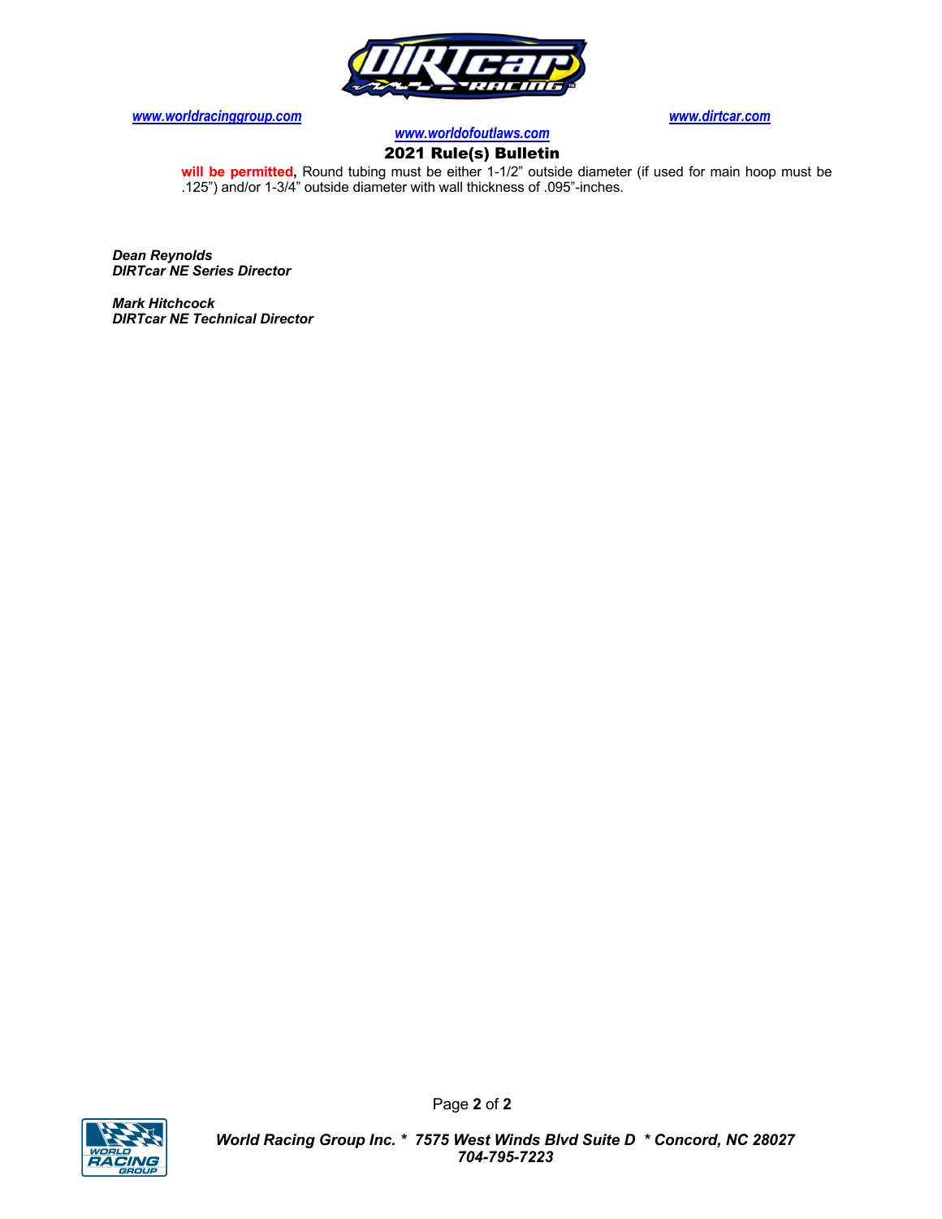**will be permitted,** Round tubing must be either 1-1/2" outside diameter (if used for main hoop must be .125") and/or 1-3/4" outside diameter with wall thickness of .095"-inches.

***Dean Reynolds***
***DIRTcar NE Series Director***

***Mark Hitchcock***
***DIRTcar NE Technical Director***